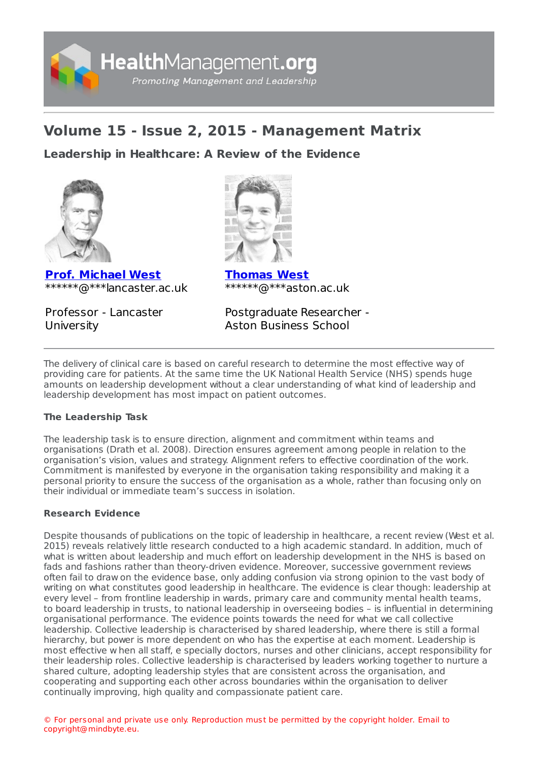# Volume 15 - Issue 2, 2015 - Management Matrix

## Leadership in Healthcare: A Review of the Evidence

**Prof. Michael West**
******@***lancaster.ac.uk

Professor - Lancaster University

**Thomas West**
******@***aston.ac.uk

Postgraduate Researcher - Aston Business School

---

The delivery of clinical care is based on careful research to determine the most effective way of providing care for patients. At the same time the UK National Health Service (NHS) spends huge amounts on leadership development without a clear understanding of what kind of leadership and leadership development has most impact on patient outcomes.

### The Leadership Task

The leadership task is to ensure direction, alignment and commitment within teams and organisations (Drath et al. 2008). Direction ensures agreement among people in relation to the organisation's vision, values and strategy. Alignment refers to effective coordination of the work. Commitment is manifested by everyone in the organisation taking responsibility and making it a personal priority to ensure the success of the organisation as a whole, rather than focusing only on their individual or immediate team's success in isolation.

### Research Evidence

Despite thousands of publications on the topic of leadership in healthcare, a recent review (West et al. 2015) reveals relatively little research conducted to a high academic standard. In addition, much of what is written about leadership and much effort on leadership development in the NHS is based on fads and fashions rather than theory-driven evidence. Moreover, successive government reviews often fail to draw on the evidence base, only adding confusion via strong opinion to the vast body of writing on what constitutes good leadership in healthcare. The evidence is clear though: leadership at every level – from frontline leadership in wards, primary care and community mental health teams, to board leadership in trusts, to national leadership in overseeing bodies – is influential in determining organisational performance. The evidence points towards the need for what we call collective leadership. Collective leadership is characterised by shared leadership, where there is still a formal hierarchy, but power is more dependent on who has the expertise at each moment. Leadership is most effective w hen all staff, e specially doctors, nurses and other clinicians, accept responsibility for their leadership roles. Collective leadership is characterised by leaders working together to nurture a shared culture, adopting leadership styles that are consistent across the organisation, and cooperating and supporting each other across boundaries within the organisation to deliver continually improving, high quality and compassionate patient care.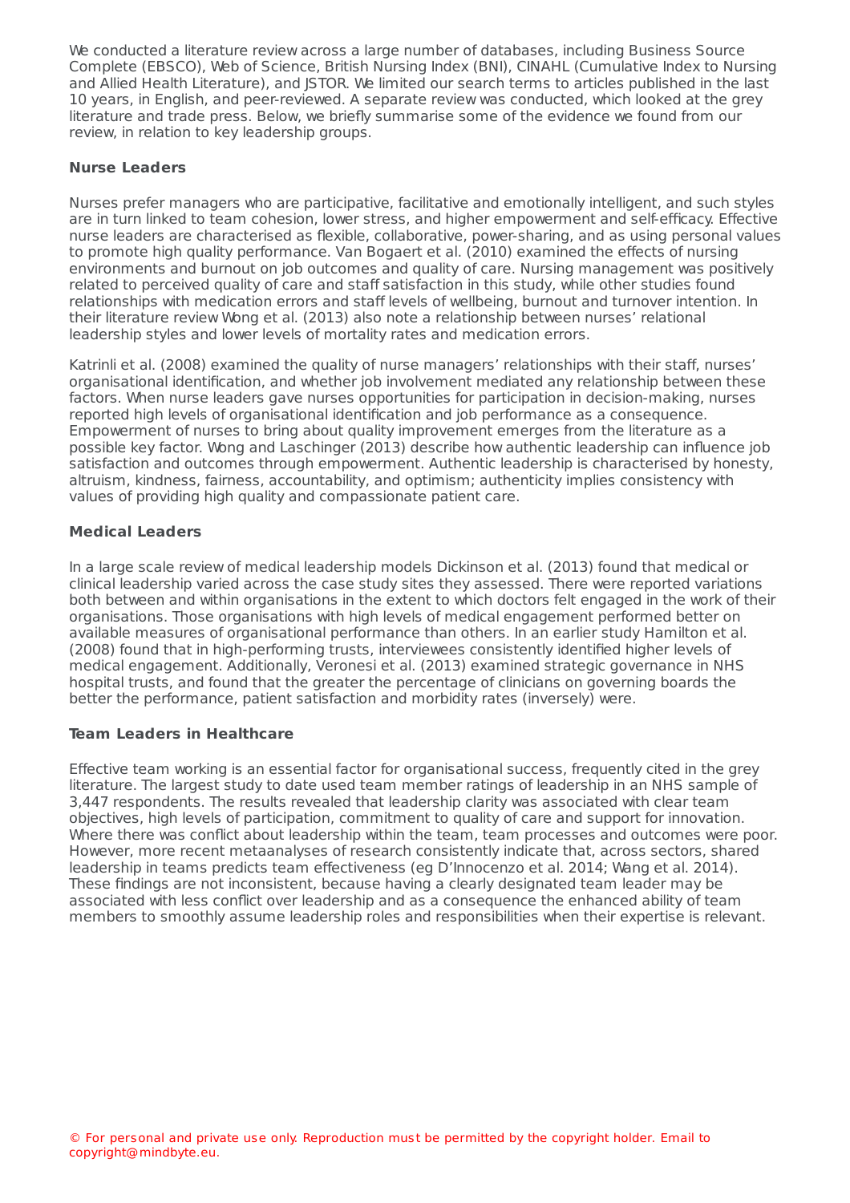We conducted a literature review across a large number of databases, including Business Source Complete (EBSCO), Web of Science, British Nursing Index (BNI), CINAHL (Cumulative Index to Nursing and Allied Health Literature), and JSTOR. We limited our search terms to articles published in the last 10 years, in English, and peer-reviewed. A separate review was conducted, which looked at the grey literature and trade press. Below, we briefly summarise some of the evidence we found from our review, in relation to key leadership groups.

### Nurse Leaders

Nurses prefer managers who are participative, facilitative and emotionally intelligent, and such styles are in turn linked to team cohesion, lower stress, and higher empowerment and self-efficacy. Effective nurse leaders are characterised as flexible, collaborative, power-sharing, and as using personal values to promote high quality performance. Van Bogaert et al. (2010) examined the effects of nursing environments and burnout on job outcomes and quality of care. Nursing management was positively related to perceived quality of care and staff satisfaction in this study, while other studies found relationships with medication errors and staff levels of wellbeing, burnout and turnover intention. In their literature review Wong et al. (2013) also note a relationship between nurses' relational leadership styles and lower levels of mortality rates and medication errors.

Katrinli et al. (2008) examined the quality of nurse managers' relationships with their staff, nurses' organisational identification, and whether job involvement mediated any relationship between these factors. When nurse leaders gave nurses opportunities for participation in decision-making, nurses reported high levels of organisational identification and job performance as a consequence. Empowerment of nurses to bring about quality improvement emerges from the literature as a possible key factor. Wong and Laschinger (2013) describe how authentic leadership can influence job satisfaction and outcomes through empowerment. Authentic leadership is characterised by honesty, altruism, kindness, fairness, accountability, and optimism; authenticity implies consistency with values of providing high quality and compassionate patient care.

### Medical Leaders

In a large scale review of medical leadership models Dickinson et al. (2013) found that medical or clinical leadership varied across the case study sites they assessed. There were reported variations both between and within organisations in the extent to which doctors felt engaged in the work of their organisations. Those organisations with high levels of medical engagement performed better on available measures of organisational performance than others. In an earlier study Hamilton et al. (2008) found that in high-performing trusts, interviewees consistently identified higher levels of medical engagement. Additionally, Veronesi et al. (2013) examined strategic governance in NHS hospital trusts, and found that the greater the percentage of clinicians on governing boards the better the performance, patient satisfaction and morbidity rates (inversely) were.

### Team Leaders in Healthcare

Effective team working is an essential factor for organisational success, frequently cited in the grey literature. The largest study to date used team member ratings of leadership in an NHS sample of 3,447 respondents. The results revealed that leadership clarity was associated with clear team objectives, high levels of participation, commitment to quality of care and support for innovation. Where there was conflict about leadership within the team, team processes and outcomes were poor. However, more recent metaanalyses of research consistently indicate that, across sectors, shared leadership in teams predicts team effectiveness (eg D'Innocenzo et al. 2014; Wang et al. 2014). These findings are not inconsistent, because having a clearly designated team leader may be associated with less conflict over leadership and as a consequence the enhanced ability of team members to smoothly assume leadership roles and responsibilities when their expertise is relevant.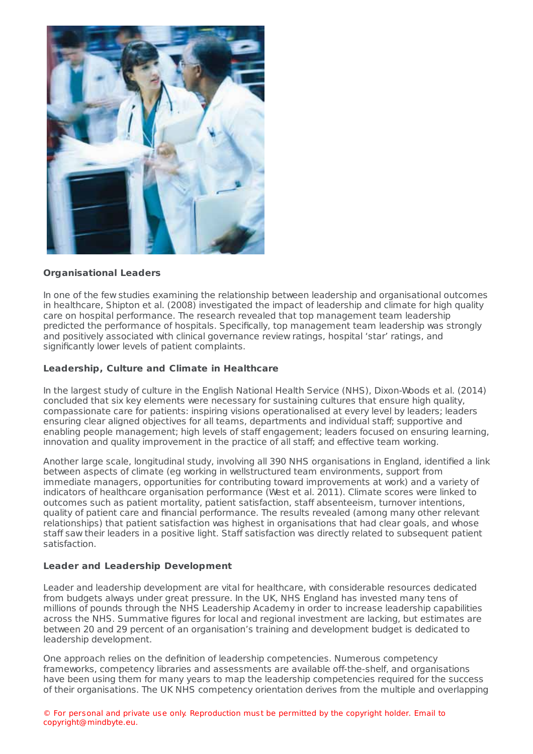**Organisational Leaders**

In one of the few studies examining the relationship between leadership and organisational outcomes in healthcare, Shipton et al. (2008) investigated the impact of leadership and climate for high quality care on hospital performance. The research revealed that top management team leadership predicted the performance of hospitals. Specifically, top management team leadership was strongly and positively associated with clinical governance review ratings, hospital 'star' ratings, and significantly lower levels of patient complaints.

**Leadership, Culture and Climate in Healthcare**

In the largest study of culture in the English National Health Service (NHS), Dixon-Woods et al. (2014) concluded that six key elements were necessary for sustaining cultures that ensure high quality, compassionate care for patients: inspiring visions operationalised at every level by leaders; leaders ensuring clear aligned objectives for all teams, departments and individual staff; supportive and enabling people management; high levels of staff engagement; leaders focused on ensuring learning, innovation and quality improvement in the practice of all staff; and effective team working.

Another large scale, longitudinal study, involving all 390 NHS organisations in England, identified a link between aspects of climate (eg working in wellstructured team environments, support from immediate managers, opportunities for contributing toward improvements at work) and a variety of indicators of healthcare organisation performance (West et al. 2011). Climate scores were linked to outcomes such as patient mortality, patient satisfaction, staff absenteeism, turnover intentions, quality of patient care and financial performance. The results revealed (among many other relevant relationships) that patient satisfaction was highest in organisations that had clear goals, and whose staff saw their leaders in a positive light. Staff satisfaction was directly related to subsequent patient satisfaction.

**Leader and Leadership Development**

Leader and leadership development are vital for healthcare, with considerable resources dedicated from budgets always under great pressure. In the UK, NHS England has invested many tens of millions of pounds through the NHS Leadership Academy in order to increase leadership capabilities across the NHS. Summative figures for local and regional investment are lacking, but estimates are between 20 and 29 percent of an organisation's training and development budget is dedicated to leadership development.

One approach relies on the definition of leadership competencies. Numerous competency frameworks, competency libraries and assessments are available off-the-shelf, and organisations have been using them for many years to map the leadership competencies required for the success of their organisations. The UK NHS competency orientation derives from the multiple and overlapping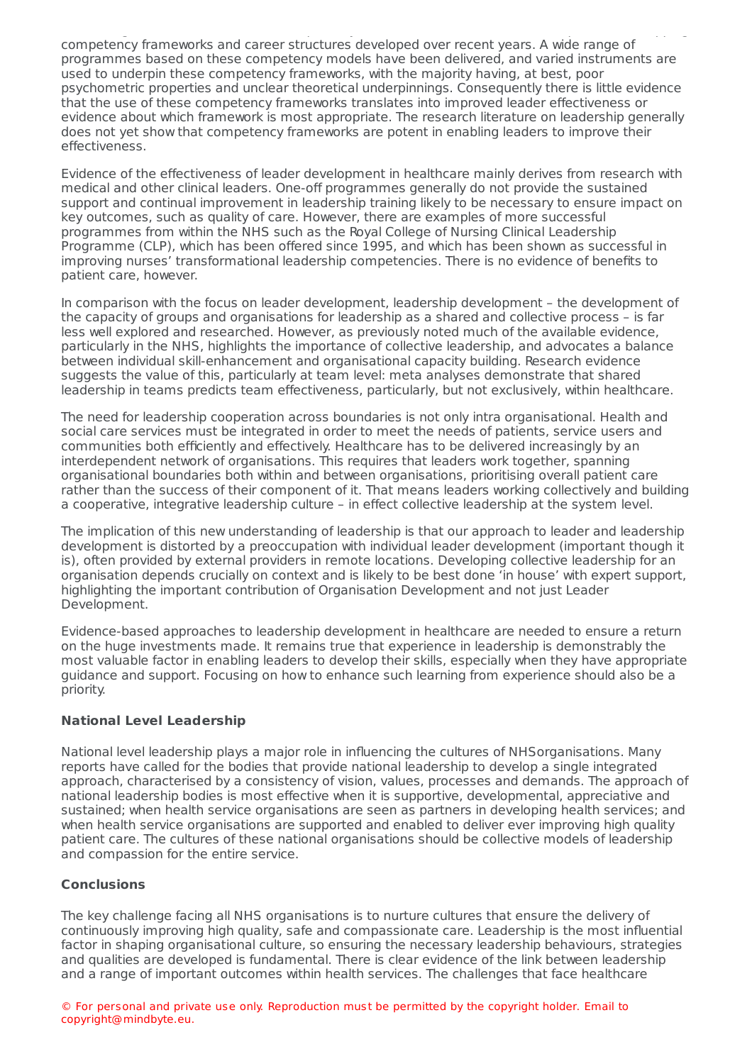competency frameworks and career structures developed over recent years. A wide range of programmes based on these competency models have been delivered, and varied instruments are used to underpin these competency frameworks, with the majority having, at best, poor psychometric properties and unclear theoretical underpinnings. Consequently there is little evidence that the use of these competency frameworks translates into improved leader effectiveness or evidence about which framework is most appropriate. The research literature on leadership generally does not yet show that competency frameworks are potent in enabling leaders to improve their effectiveness.

Evidence of the effectiveness of leader development in healthcare mainly derives from research with medical and other clinical leaders. One-off programmes generally do not provide the sustained support and continual improvement in leadership training likely to be necessary to ensure impact on key outcomes, such as quality of care. However, there are examples of more successful programmes from within the NHS such as the Royal College of Nursing Clinical Leadership Programme (CLP), which has been offered since 1995, and which has been shown as successful in improving nurses' transformational leadership competencies. There is no evidence of benefits to patient care, however.

In comparison with the focus on leader development, leadership development – the development of the capacity of groups and organisations for leadership as a shared and collective process – is far less well explored and researched. However, as previously noted much of the available evidence, particularly in the NHS, highlights the importance of collective leadership, and advocates a balance between individual skill-enhancement and organisational capacity building. Research evidence suggests the value of this, particularly at team level: meta analyses demonstrate that shared leadership in teams predicts team effectiveness, particularly, but not exclusively, within healthcare.

The need for leadership cooperation across boundaries is not only intra organisational. Health and social care services must be integrated in order to meet the needs of patients, service users and communities both efficiently and effectively. Healthcare has to be delivered increasingly by an interdependent network of organisations. This requires that leaders work together, spanning organisational boundaries both within and between organisations, prioritising overall patient care rather than the success of their component of it. That means leaders working collectively and building a cooperative, integrative leadership culture – in effect collective leadership at the system level.

The implication of this new understanding of leadership is that our approach to leader and leadership development is distorted by a preoccupation with individual leader development (important though it is), often provided by external providers in remote locations. Developing collective leadership for an organisation depends crucially on context and is likely to be best done 'in house' with expert support, highlighting the important contribution of Organisation Development and not just Leader Development.

Evidence-based approaches to leadership development in healthcare are needed to ensure a return on the huge investments made. It remains true that experience in leadership is demonstrably the most valuable factor in enabling leaders to develop their skills, especially when they have appropriate guidance and support. Focusing on how to enhance such learning from experience should also be a priority.

### National Level Leadership

National level leadership plays a major role in influencing the cultures of NHS organisations. Many reports have called for the bodies that provide national leadership to develop a single integrated approach, characterised by a consistency of vision, values, processes and demands. The approach of national leadership bodies is most effective when it is supportive, developmental, appreciative and sustained; when health service organisations are seen as partners in developing health services; and when health service organisations are supported and enabled to deliver ever improving high quality patient care. The cultures of these national organisations should be collective models of leadership and compassion for the entire service.

### Conclusions

The key challenge facing all NHS organisations is to nurture cultures that ensure the delivery of continuously improving high quality, safe and compassionate care. Leadership is the most influential factor in shaping organisational culture, so ensuring the necessary leadership behaviours, strategies and qualities are developed is fundamental. There is clear evidence of the link between leadership and a range of important outcomes within health services. The challenges that face healthcare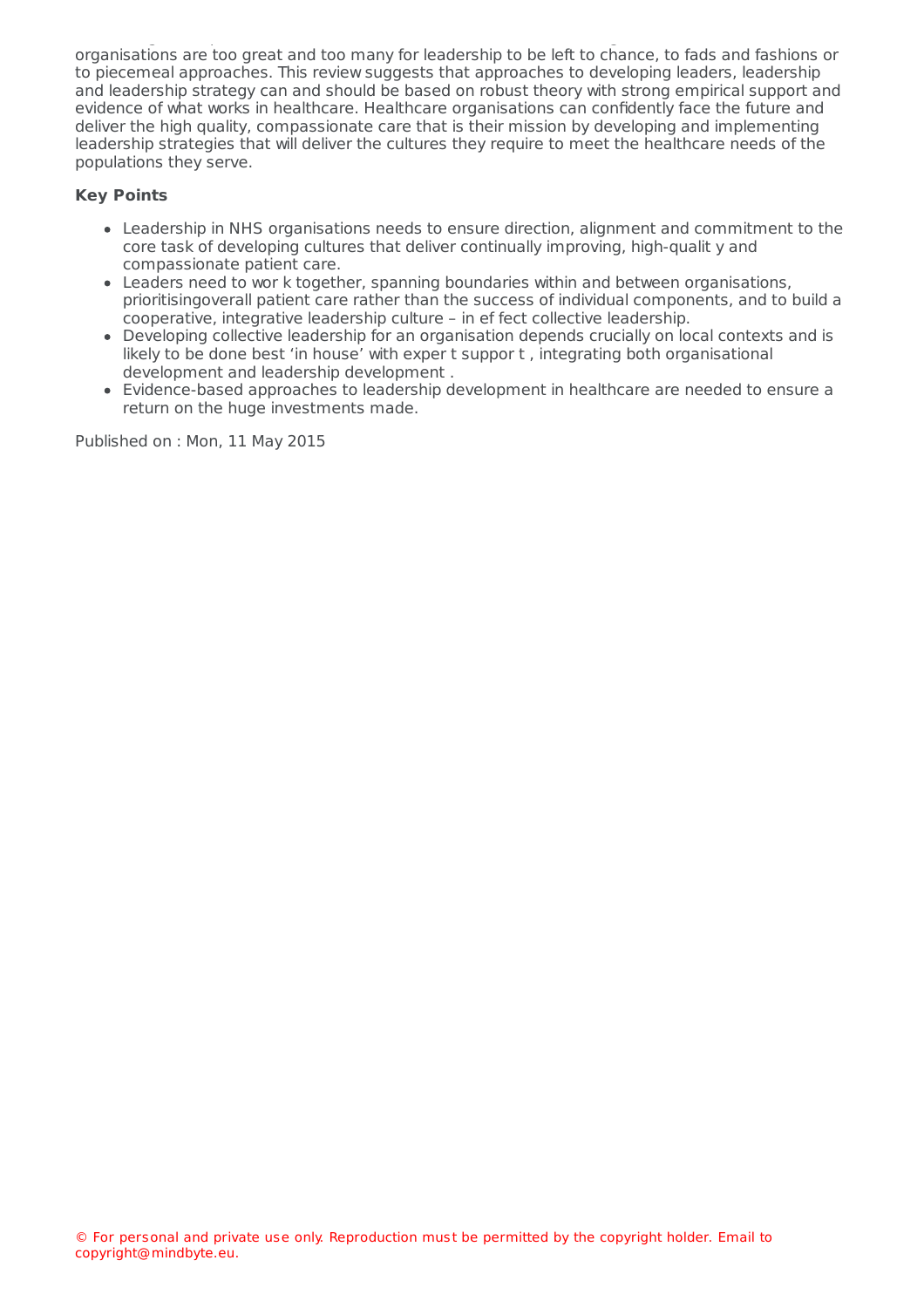organisations are too great and too many for leadership to be left to chance, to fads and fashions or to piecemeal approaches. This review suggests that approaches to developing leaders, leadership and leadership strategy can and should be based on robust theory with strong empirical support and evidence of what works in healthcare. Healthcare organisations can confidently face the future and deliver the high quality, compassionate care that is their mission by developing and implementing leadership strategies that will deliver the cultures they require to meet the healthcare needs of the populations they serve.

**Key Points**

- Leadership in NHS organisations needs to ensure direction, alignment and commitment to the core task of developing cultures that deliver continually improving, high-qualit y and compassionate patient care.
- Leaders need to wor k together, spanning boundaries within and between organisations, prioritisingoverall patient care rather than the success of individual components, and to build a cooperative, integrative leadership culture – in ef fect collective leadership.
- Developing collective leadership for an organisation depends crucially on local contexts and is likely to be done best 'in house' with exper t suppor t , integrating both organisational development and leadership development .
- Evidence-based approaches to leadership development in healthcare are needed to ensure a return on the huge investments made.

Published on : Mon, 11 May 2015

© For personal and private use only. Reproduction must be permitted by the copyright holder. Email to copyright@mindbyte.eu.